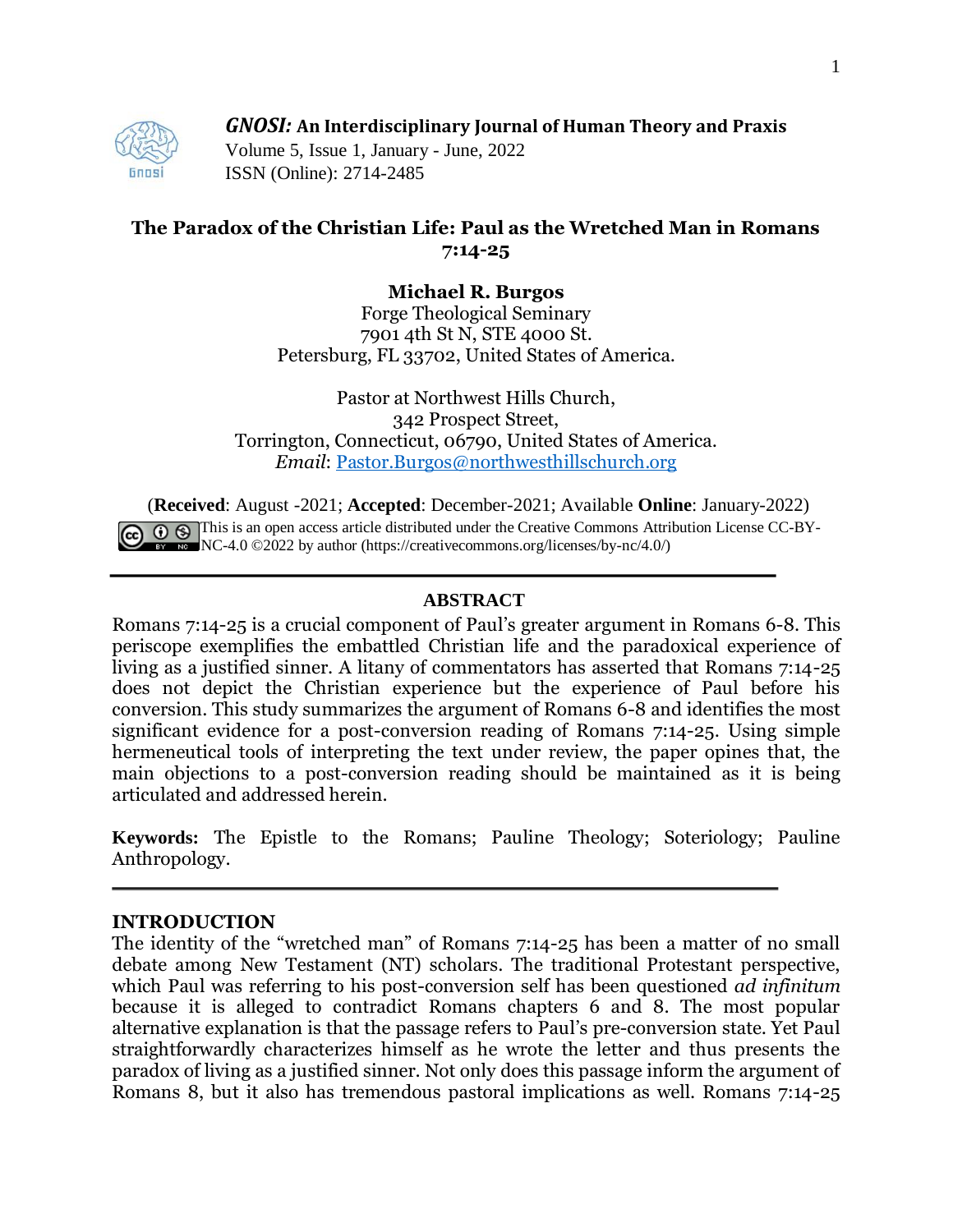*GNOSI:* **An Interdisciplinary Journal of Human Theory and Praxis**
Volume 5, Issue 1, January - June, 2022
ISSN (Online): 2714-2485

# The Paradox of the Christian Life: Paul as the Wretched Man in Romans 7:14-25

**Michael R. Burgos**
Forge Theological Seminary
7901 4th St N, STE 4000 St.
Petersburg, FL 33702, United States of America.

Pastor at Northwest Hills Church,
342 Prospect Street,
Torrington, Connecticut, 06790, United States of America.
*Email*: Pastor.Burgos@northwesthillschurch.org

(**Received**: August -2021; **Accepted**: December-2021; Available **Online**: January-2022)
This is an open access article distributed under the Creative Commons Attribution License CC-BY-NC-4.0 ©2022 by author (https://creativecommons.org/licenses/by-nc/4.0/)

## ABSTRACT

Romans 7:14-25 is a crucial component of Paul's greater argument in Romans 6-8. This periscope exemplifies the embattled Christian life and the paradoxical experience of living as a justified sinner. A litany of commentators has asserted that Romans 7:14-25 does not depict the Christian experience but the experience of Paul before his conversion. This study summarizes the argument of Romans 6-8 and identifies the most significant evidence for a post-conversion reading of Romans 7:14-25. Using simple hermeneutical tools of interpreting the text under review, the paper opines that, the main objections to a post-conversion reading should be maintained as it is being articulated and addressed herein.

**Keywords:** The Epistle to the Romans; Pauline Theology; Soteriology; Pauline Anthropology.

## INTRODUCTION

The identity of the "wretched man" of Romans 7:14-25 has been a matter of no small debate among New Testament (NT) scholars. The traditional Protestant perspective, which Paul was referring to his post-conversion self has been questioned *ad infinitum* because it is alleged to contradict Romans chapters 6 and 8. The most popular alternative explanation is that the passage refers to Paul's pre-conversion state. Yet Paul straightforwardly characterizes himself as he wrote the letter and thus presents the paradox of living as a justified sinner. Not only does this passage inform the argument of Romans 8, but it also has tremendous pastoral implications as well. Romans 7:14-25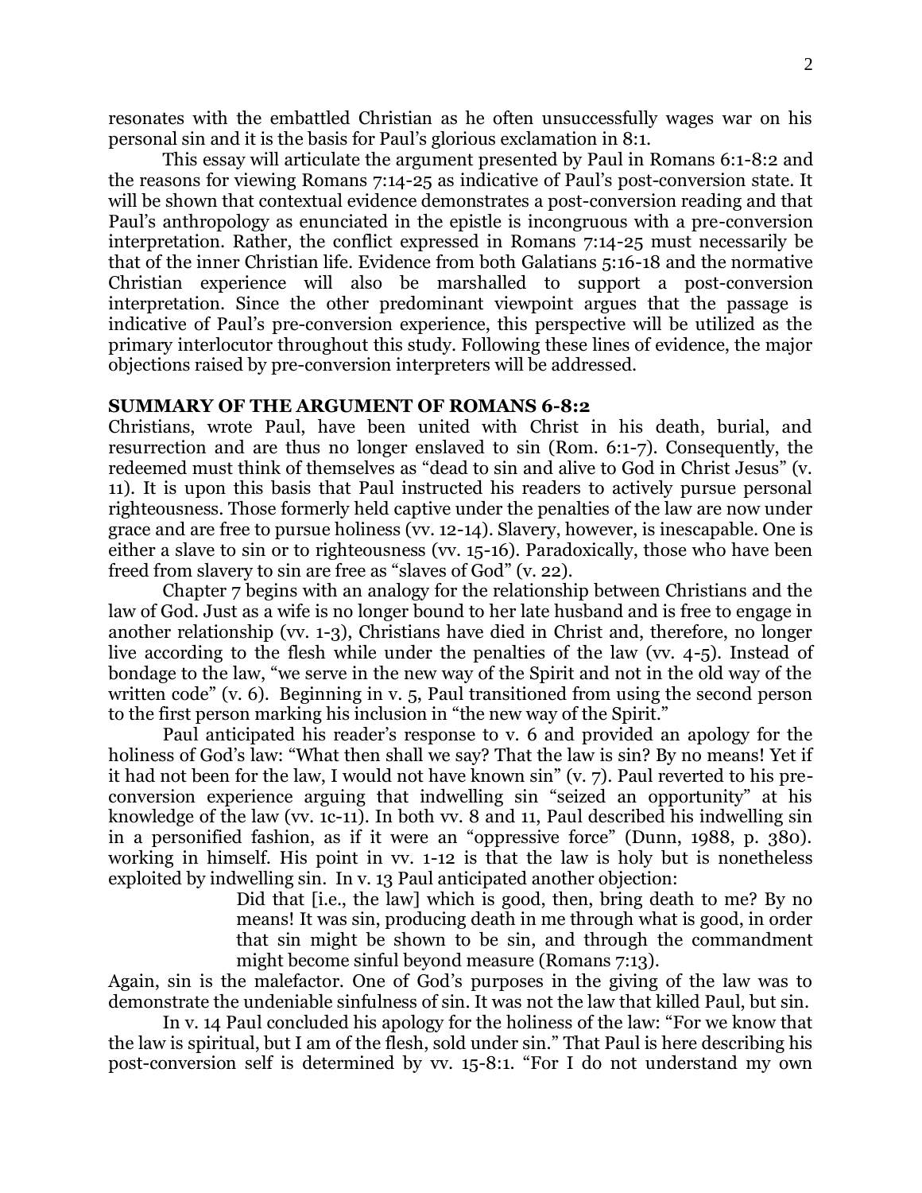resonates with the embattled Christian as he often unsuccessfully wages war on his personal sin and it is the basis for Paul's glorious exclamation in 8:1.

This essay will articulate the argument presented by Paul in Romans 6:1-8:2 and the reasons for viewing Romans 7:14-25 as indicative of Paul's post-conversion state. It will be shown that contextual evidence demonstrates a post-conversion reading and that Paul's anthropology as enunciated in the epistle is incongruous with a pre-conversion interpretation. Rather, the conflict expressed in Romans 7:14-25 must necessarily be that of the inner Christian life. Evidence from both Galatians 5:16-18 and the normative Christian experience will also be marshalled to support a post-conversion interpretation. Since the other predominant viewpoint argues that the passage is indicative of Paul's pre-conversion experience, this perspective will be utilized as the primary interlocutor throughout this study. Following these lines of evidence, the major objections raised by pre-conversion interpreters will be addressed.

## SUMMARY OF THE ARGUMENT OF ROMANS 6-8:2

Christians, wrote Paul, have been united with Christ in his death, burial, and resurrection and are thus no longer enslaved to sin (Rom. 6:1-7). Consequently, the redeemed must think of themselves as "dead to sin and alive to God in Christ Jesus" (v. 11). It is upon this basis that Paul instructed his readers to actively pursue personal righteousness. Those formerly held captive under the penalties of the law are now under grace and are free to pursue holiness (vv. 12-14). Slavery, however, is inescapable. One is either a slave to sin or to righteousness (vv. 15-16). Paradoxically, those who have been freed from slavery to sin are free as "slaves of God" (v. 22).

Chapter 7 begins with an analogy for the relationship between Christians and the law of God. Just as a wife is no longer bound to her late husband and is free to engage in another relationship (vv. 1-3), Christians have died in Christ and, therefore, no longer live according to the flesh while under the penalties of the law (vv. 4-5). Instead of bondage to the law, "we serve in the new way of the Spirit and not in the old way of the written code" (v. 6). Beginning in v. 5, Paul transitioned from using the second person to the first person marking his inclusion in "the new way of the Spirit."

Paul anticipated his reader's response to v. 6 and provided an apology for the holiness of God's law: "What then shall we say? That the law is sin? By no means! Yet if it had not been for the law, I would not have known sin" (v. 7). Paul reverted to his pre-conversion experience arguing that indwelling sin "seized an opportunity" at his knowledge of the law (vv. 1c-11). In both vv. 8 and 11, Paul described his indwelling sin in a personified fashion, as if it were an "oppressive force" (Dunn, 1988, p. 380). working in himself. His point in vv. 1-12 is that the law is holy but is nonetheless exploited by indwelling sin. In v. 13 Paul anticipated another objection:

> Did that [i.e., the law] which is good, then, bring death to me? By no means! It was sin, producing death in me through what is good, in order that sin might be shown to be sin, and through the commandment might become sinful beyond measure (Romans 7:13).

Again, sin is the malefactor. One of God's purposes in the giving of the law was to demonstrate the undeniable sinfulness of sin. It was not the law that killed Paul, but sin.

In v. 14 Paul concluded his apology for the holiness of the law: "For we know that the law is spiritual, but I am of the flesh, sold under sin." That Paul is here describing his post-conversion self is determined by vv. 15-8:1. "For I do not understand my own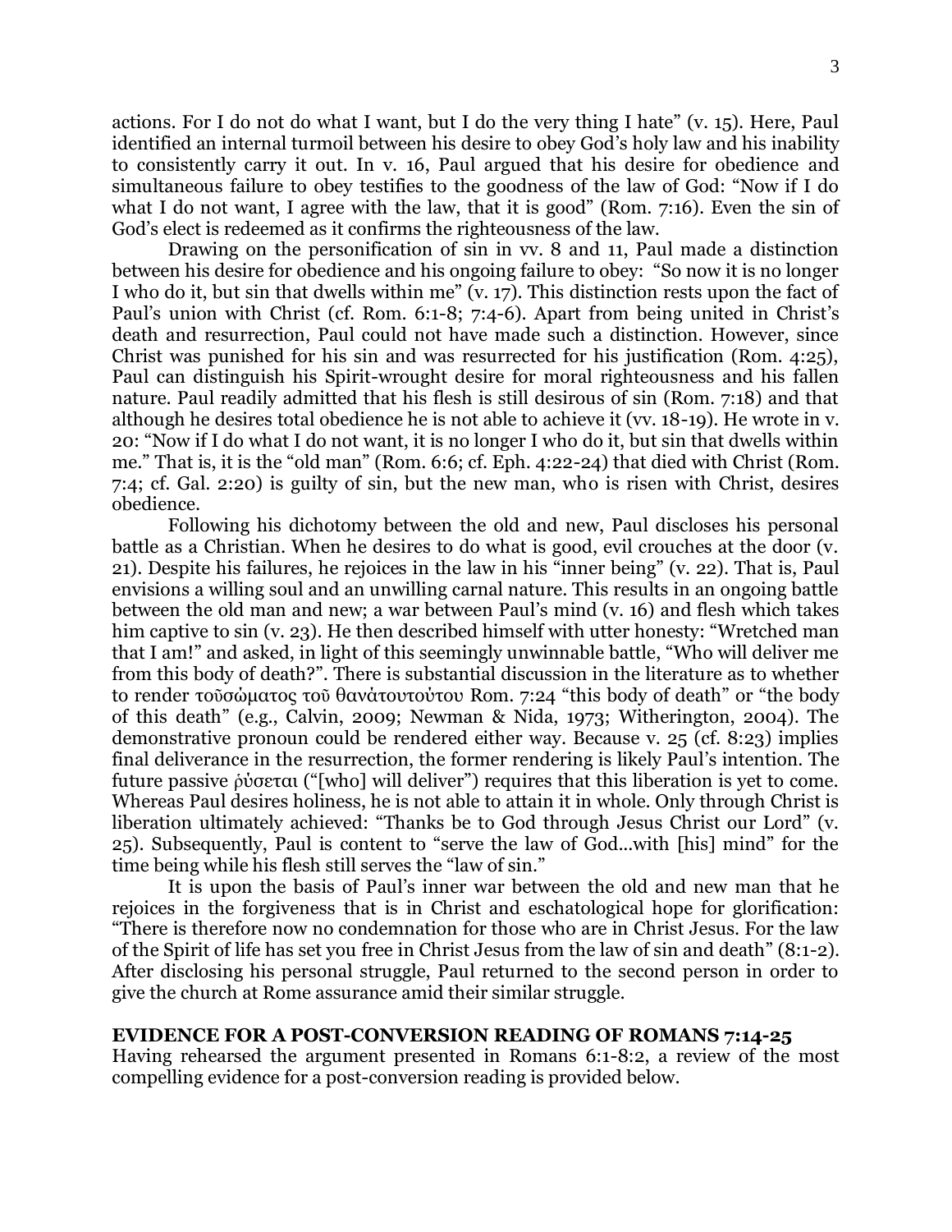actions. For I do not do what I want, but I do the very thing I hate" (v. 15). Here, Paul identified an internal turmoil between his desire to obey God's holy law and his inability to consistently carry it out. In v. 16, Paul argued that his desire for obedience and simultaneous failure to obey testifies to the goodness of the law of God: "Now if I do what I do not want, I agree with the law, that it is good" (Rom. 7:16). Even the sin of God's elect is redeemed as it confirms the righteousness of the law.

Drawing on the personification of sin in vv. 8 and 11, Paul made a distinction between his desire for obedience and his ongoing failure to obey: "So now it is no longer I who do it, but sin that dwells within me" (v. 17). This distinction rests upon the fact of Paul's union with Christ (cf. Rom. 6:1-8; 7:4-6). Apart from being united in Christ's death and resurrection, Paul could not have made such a distinction. However, since Christ was punished for his sin and was resurrected for his justification (Rom. 4:25), Paul can distinguish his Spirit-wrought desire for moral righteousness and his fallen nature. Paul readily admitted that his flesh is still desirous of sin (Rom. 7:18) and that although he desires total obedience he is not able to achieve it (vv. 18-19). He wrote in v. 20: "Now if I do what I do not want, it is no longer I who do it, but sin that dwells within me." That is, it is the "old man" (Rom. 6:6; cf. Eph. 4:22-24) that died with Christ (Rom. 7:4; cf. Gal. 2:20) is guilty of sin, but the new man, who is risen with Christ, desires obedience.

Following his dichotomy between the old and new, Paul discloses his personal battle as a Christian. When he desires to do what is good, evil crouches at the door (v. 21). Despite his failures, he rejoices in the law in his "inner being" (v. 22). That is, Paul envisions a willing soul and an unwilling carnal nature. This results in an ongoing battle between the old man and new; a war between Paul's mind (v. 16) and flesh which takes him captive to sin (v. 23). He then described himself with utter honesty: "Wretched man that I am!" and asked, in light of this seemingly unwinnable battle, "Who will deliver me from this body of death?". There is substantial discussion in the literature as to whether to render τοῦσώματος τοῦ θανάτουτούτου Rom. 7:24 "this body of death" or "the body of this death" (e.g., Calvin, 2009; Newman & Nida, 1973; Witherington, 2004). The demonstrative pronoun could be rendered either way. Because v. 25 (cf. 8:23) implies final deliverance in the resurrection, the former rendering is likely Paul's intention. The future passive ῥύσεται ("[who] will deliver") requires that this liberation is yet to come. Whereas Paul desires holiness, he is not able to attain it in whole. Only through Christ is liberation ultimately achieved: "Thanks be to God through Jesus Christ our Lord" (v. 25). Subsequently, Paul is content to "serve the law of God...with [his] mind" for the time being while his flesh still serves the "law of sin."

It is upon the basis of Paul's inner war between the old and new man that he rejoices in the forgiveness that is in Christ and eschatological hope for glorification: "There is therefore now no condemnation for those who are in Christ Jesus. For the law of the Spirit of life has set you free in Christ Jesus from the law of sin and death" (8:1-2). After disclosing his personal struggle, Paul returned to the second person in order to give the church at Rome assurance amid their similar struggle.

## EVIDENCE FOR A POST-CONVERSION READING OF ROMANS 7:14-25

Having rehearsed the argument presented in Romans 6:1-8:2, a review of the most compelling evidence for a post-conversion reading is provided below.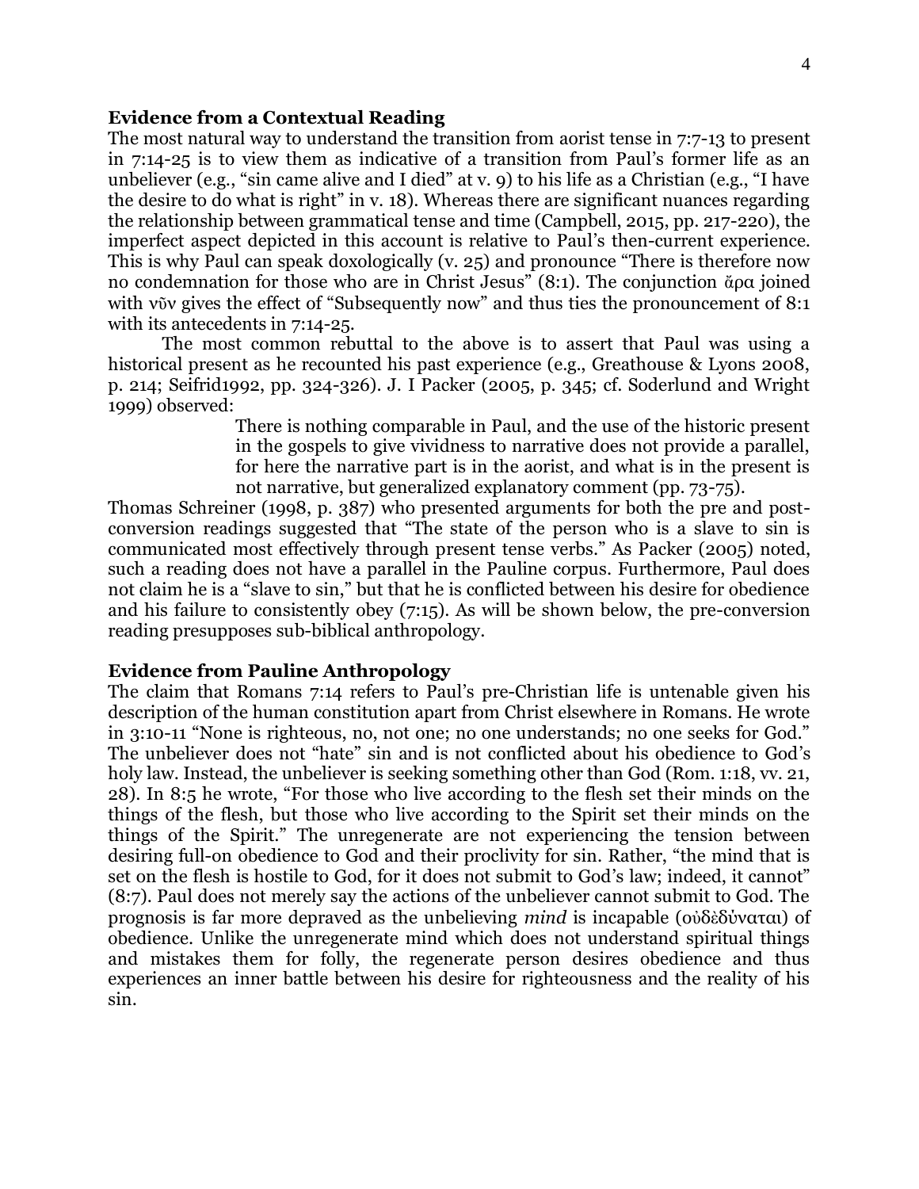**Evidence from a Contextual Reading**

The most natural way to understand the transition from aorist tense in 7:7-13 to present in 7:14-25 is to view them as indicative of a transition from Paul's former life as an unbeliever (e.g., "sin came alive and I died" at v. 9) to his life as a Christian (e.g., "I have the desire to do what is right" in v. 18). Whereas there are significant nuances regarding the relationship between grammatical tense and time (Campbell, 2015, pp. 217-220), the imperfect aspect depicted in this account is relative to Paul's then-current experience. This is why Paul can speak doxologically (v. 25) and pronounce "There is therefore now no condemnation for those who are in Christ Jesus" (8:1). The conjunction ἄρα joined with νῦν gives the effect of "Subsequently now" and thus ties the pronouncement of 8:1 with its antecedents in 7:14-25.

The most common rebuttal to the above is to assert that Paul was using a historical present as he recounted his past experience (e.g., Greathouse & Lyons 2008, p. 214; Seifrid1992, pp. 324-326). J. I Packer (2005, p. 345; cf. Soderlund and Wright 1999) observed:

> There is nothing comparable in Paul, and the use of the historic present in the gospels to give vividness to narrative does not provide a parallel, for here the narrative part is in the aorist, and what is in the present is not narrative, but generalized explanatory comment (pp. 73-75).

Thomas Schreiner (1998, p. 387) who presented arguments for both the pre and post-conversion readings suggested that "The state of the person who is a slave to sin is communicated most effectively through present tense verbs." As Packer (2005) noted, such a reading does not have a parallel in the Pauline corpus. Furthermore, Paul does not claim he is a "slave to sin," but that he is conflicted between his desire for obedience and his failure to consistently obey (7:15). As will be shown below, the pre-conversion reading presupposes sub-biblical anthropology.

**Evidence from Pauline Anthropology**

The claim that Romans 7:14 refers to Paul's pre-Christian life is untenable given his description of the human constitution apart from Christ elsewhere in Romans. He wrote in 3:10-11 "None is righteous, no, not one; no one understands; no one seeks for God." The unbeliever does not "hate" sin and is not conflicted about his obedience to God's holy law. Instead, the unbeliever is seeking something other than God (Rom. 1:18, vv. 21, 28). In 8:5 he wrote, "For those who live according to the flesh set their minds on the things of the flesh, but those who live according to the Spirit set their minds on the things of the Spirit." The unregenerate are not experiencing the tension between desiring full-on obedience to God and their proclivity for sin. Rather, "the mind that is set on the flesh is hostile to God, for it does not submit to God's law; indeed, it cannot" (8:7). Paul does not merely say the actions of the unbeliever cannot submit to God. The prognosis is far more depraved as the unbelieving *mind* is incapable (οὐδὲδύναται) of obedience. Unlike the unregenerate mind which does not understand spiritual things and mistakes them for folly, the regenerate person desires obedience and thus experiences an inner battle between his desire for righteousness and the reality of his sin.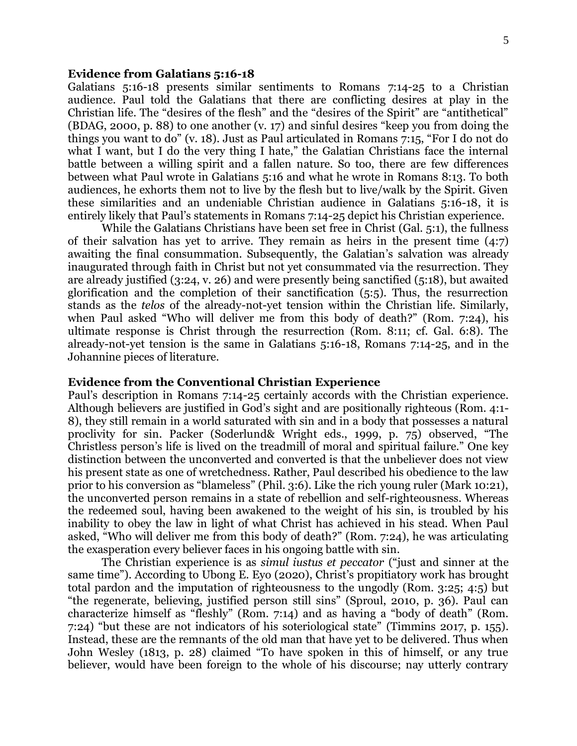## Evidence from Galatians 5:16-18

Galatians 5:16-18 presents similar sentiments to Romans 7:14-25 to a Christian audience. Paul told the Galatians that there are conflicting desires at play in the Christian life. The "desires of the flesh" and the "desires of the Spirit" are "antithetical" (BDAG, 2000, p. 88) to one another (v. 17) and sinful desires "keep you from doing the things you want to do" (v. 18). Just as Paul articulated in Romans 7:15, "For I do not do what I want, but I do the very thing I hate," the Galatian Christians face the internal battle between a willing spirit and a fallen nature. So too, there are few differences between what Paul wrote in Galatians 5:16 and what he wrote in Romans 8:13. To both audiences, he exhorts them not to live by the flesh but to live/walk by the Spirit. Given these similarities and an undeniable Christian audience in Galatians 5:16-18, it is entirely likely that Paul's statements in Romans 7:14-25 depict his Christian experience.

While the Galatians Christians have been set free in Christ (Gal. 5:1), the fullness of their salvation has yet to arrive. They remain as heirs in the present time (4:7) awaiting the final consummation. Subsequently, the Galatian's salvation was already inaugurated through faith in Christ but not yet consummated via the resurrection. They are already justified (3:24, v. 26) and were presently being sanctified (5:18), but awaited glorification and the completion of their sanctification (5:5). Thus, the resurrection stands as the *telos* of the already-not-yet tension within the Christian life. Similarly, when Paul asked "Who will deliver me from this body of death?" (Rom. 7:24), his ultimate response is Christ through the resurrection (Rom. 8:11; cf. Gal. 6:8). The already-not-yet tension is the same in Galatians 5:16-18, Romans 7:14-25, and in the Johannine pieces of literature.

## Evidence from the Conventional Christian Experience

Paul's description in Romans 7:14-25 certainly accords with the Christian experience. Although believers are justified in God's sight and are positionally righteous (Rom. 4:1-8), they still remain in a world saturated with sin and in a body that possesses a natural proclivity for sin. Packer (Soderlund& Wright eds., 1999, p. 75) observed, "The Christless person's life is lived on the treadmill of moral and spiritual failure." One key distinction between the unconverted and converted is that the unbeliever does not view his present state as one of wretchedness. Rather, Paul described his obedience to the law prior to his conversion as "blameless" (Phil. 3:6). Like the rich young ruler (Mark 10:21), the unconverted person remains in a state of rebellion and self-righteousness. Whereas the redeemed soul, having been awakened to the weight of his sin, is troubled by his inability to obey the law in light of what Christ has achieved in his stead. When Paul asked, "Who will deliver me from this body of death?" (Rom. 7:24), he was articulating the exasperation every believer faces in his ongoing battle with sin.

The Christian experience is as *simul iustus et peccator* ("just and sinner at the same time"). According to Ubong E. Eyo (2020), Christ's propitiatory work has brought total pardon and the imputation of righteousness to the ungodly (Rom. 3:25; 4:5) but "the regenerate, believing, justified person still sins" (Sproul, 2010, p. 36). Paul can characterize himself as "fleshly" (Rom. 7:14) and as having a "body of death" (Rom. 7:24) "but these are not indicators of his soteriological state" (Timmins 2017, p. 155). Instead, these are the remnants of the old man that have yet to be delivered. Thus when John Wesley (1813, p. 28) claimed "To have spoken in this of himself, or any true believer, would have been foreign to the whole of his discourse; nay utterly contrary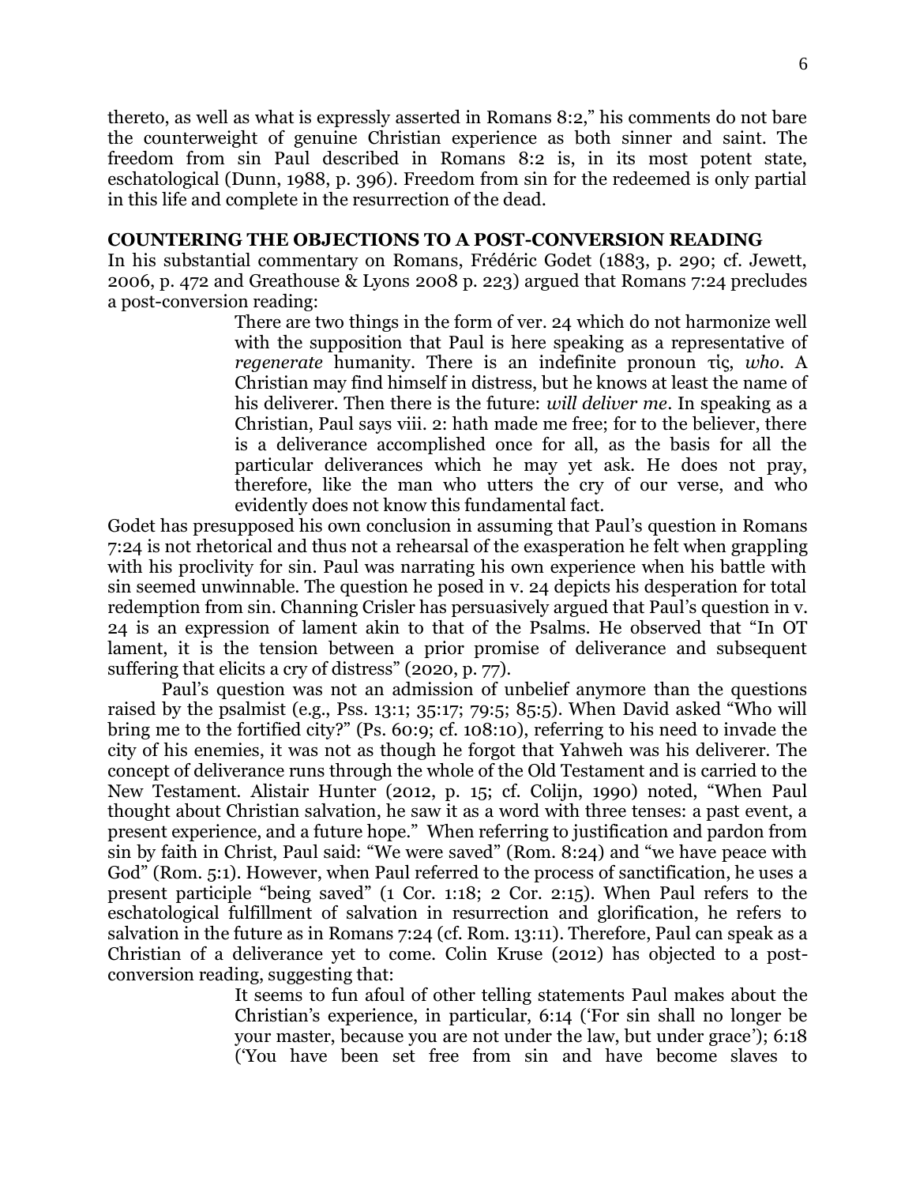thereto, as well as what is expressly asserted in Romans 8:2," his comments do not bare the counterweight of genuine Christian experience as both sinner and saint. The freedom from sin Paul described in Romans 8:2 is, in its most potent state, eschatological (Dunn, 1988, p. 396). Freedom from sin for the redeemed is only partial in this life and complete in the resurrection of the dead.

## COUNTERING THE OBJECTIONS TO A POST-CONVERSION READING

In his substantial commentary on Romans, Frédéric Godet (1883, p. 290; cf. Jewett, 2006, p. 472 and Greathouse & Lyons 2008 p. 223) argued that Romans 7:24 precludes a post-conversion reading:

> There are two things in the form of ver. 24 which do not harmonize well with the supposition that Paul is here speaking as a representative of *regenerate* humanity. There is an indefinite pronoun τίς, *who*. A Christian may find himself in distress, but he knows at least the name of his deliverer. Then there is the future: *will deliver me*. In speaking as a Christian, Paul says viii. 2: hath made me free; for to the believer, there is a deliverance accomplished once for all, as the basis for all the particular deliverances which he may yet ask. He does not pray, therefore, like the man who utters the cry of our verse, and who evidently does not know this fundamental fact.

Godet has presupposed his own conclusion in assuming that Paul's question in Romans 7:24 is not rhetorical and thus not a rehearsal of the exasperation he felt when grappling with his proclivity for sin. Paul was narrating his own experience when his battle with sin seemed unwinnable. The question he posed in v. 24 depicts his desperation for total redemption from sin. Channing Crisler has persuasively argued that Paul's question in v. 24 is an expression of lament akin to that of the Psalms. He observed that "In OT lament, it is the tension between a prior promise of deliverance and subsequent suffering that elicits a cry of distress" (2020, p. 77).

Paul's question was not an admission of unbelief anymore than the questions raised by the psalmist (e.g., Pss. 13:1; 35:17; 79:5; 85:5). When David asked "Who will bring me to the fortified city?" (Ps. 60:9; cf. 108:10), referring to his need to invade the city of his enemies, it was not as though he forgot that Yahweh was his deliverer. The concept of deliverance runs through the whole of the Old Testament and is carried to the New Testament. Alistair Hunter (2012, p. 15; cf. Colijn, 1990) noted, "When Paul thought about Christian salvation, he saw it as a word with three tenses: a past event, a present experience, and a future hope." When referring to justification and pardon from sin by faith in Christ, Paul said: "We were saved" (Rom. 8:24) and "we have peace with God" (Rom. 5:1). However, when Paul referred to the process of sanctification, he uses a present participle "being saved" (1 Cor. 1:18; 2 Cor. 2:15). When Paul refers to the eschatological fulfillment of salvation in resurrection and glorification, he refers to salvation in the future as in Romans 7:24 (cf. Rom. 13:11). Therefore, Paul can speak as a Christian of a deliverance yet to come. Colin Kruse (2012) has objected to a post-conversion reading, suggesting that:

> It seems to fun afoul of other telling statements Paul makes about the Christian's experience, in particular, 6:14 ('For sin shall no longer be your master, because you are not under the law, but under grace'); 6:18 ('You have been set free from sin and have become slaves to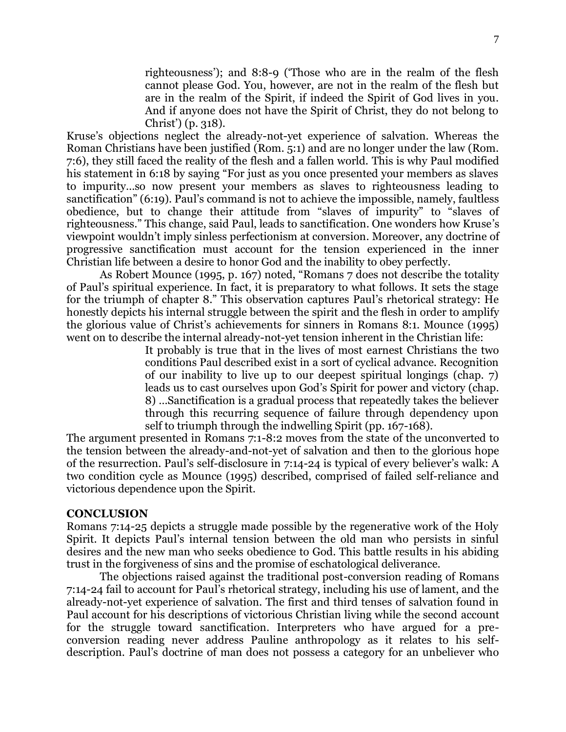> righteousness'); and 8:8-9 ('Those who are in the realm of the flesh cannot please God. You, however, are not in the realm of the flesh but are in the realm of the Spirit, if indeed the Spirit of God lives in you. And if anyone does not have the Spirit of Christ, they do not belong to Christ') (p. 318).

Kruse's objections neglect the already-not-yet experience of salvation. Whereas the Roman Christians have been justified (Rom. 5:1) and are no longer under the law (Rom. 7:6), they still faced the reality of the flesh and a fallen world. This is why Paul modified his statement in 6:18 by saying "For just as you once presented your members as slaves to impurity…so now present your members as slaves to righteousness leading to sanctification" (6:19). Paul's command is not to achieve the impossible, namely, faultless obedience, but to change their attitude from "slaves of impurity" to "slaves of righteousness." This change, said Paul, leads to sanctification. One wonders how Kruse's viewpoint wouldn't imply sinless perfectionism at conversion. Moreover, any doctrine of progressive sanctification must account for the tension experienced in the inner Christian life between a desire to honor God and the inability to obey perfectly.

As Robert Mounce (1995, p. 167) noted, "Romans 7 does not describe the totality of Paul's spiritual experience. In fact, it is preparatory to what follows. It sets the stage for the triumph of chapter 8." This observation captures Paul's rhetorical strategy: He honestly depicts his internal struggle between the spirit and the flesh in order to amplify the glorious value of Christ's achievements for sinners in Romans 8:1. Mounce (1995) went on to describe the internal already-not-yet tension inherent in the Christian life:

> It probably is true that in the lives of most earnest Christians the two conditions Paul described exist in a sort of cyclical advance. Recognition of our inability to live up to our deepest spiritual longings (chap. 7) leads us to cast ourselves upon God's Spirit for power and victory (chap. 8) …Sanctification is a gradual process that repeatedly takes the believer through this recurring sequence of failure through dependency upon self to triumph through the indwelling Spirit (pp. 167-168).

The argument presented in Romans 7:1-8:2 moves from the state of the unconverted to the tension between the already-and-not-yet of salvation and then to the glorious hope of the resurrection. Paul's self-disclosure in 7:14-24 is typical of every believer's walk: A two condition cycle as Mounce (1995) described, comprised of failed self-reliance and victorious dependence upon the Spirit.

## CONCLUSION

Romans 7:14-25 depicts a struggle made possible by the regenerative work of the Holy Spirit. It depicts Paul's internal tension between the old man who persists in sinful desires and the new man who seeks obedience to God. This battle results in his abiding trust in the forgiveness of sins and the promise of eschatological deliverance.

The objections raised against the traditional post-conversion reading of Romans 7:14-24 fail to account for Paul's rhetorical strategy, including his use of lament, and the already-not-yet experience of salvation. The first and third tenses of salvation found in Paul account for his descriptions of victorious Christian living while the second account for the struggle toward sanctification. Interpreters who have argued for a pre-conversion reading never address Pauline anthropology as it relates to his self-description. Paul's doctrine of man does not possess a category for an unbeliever who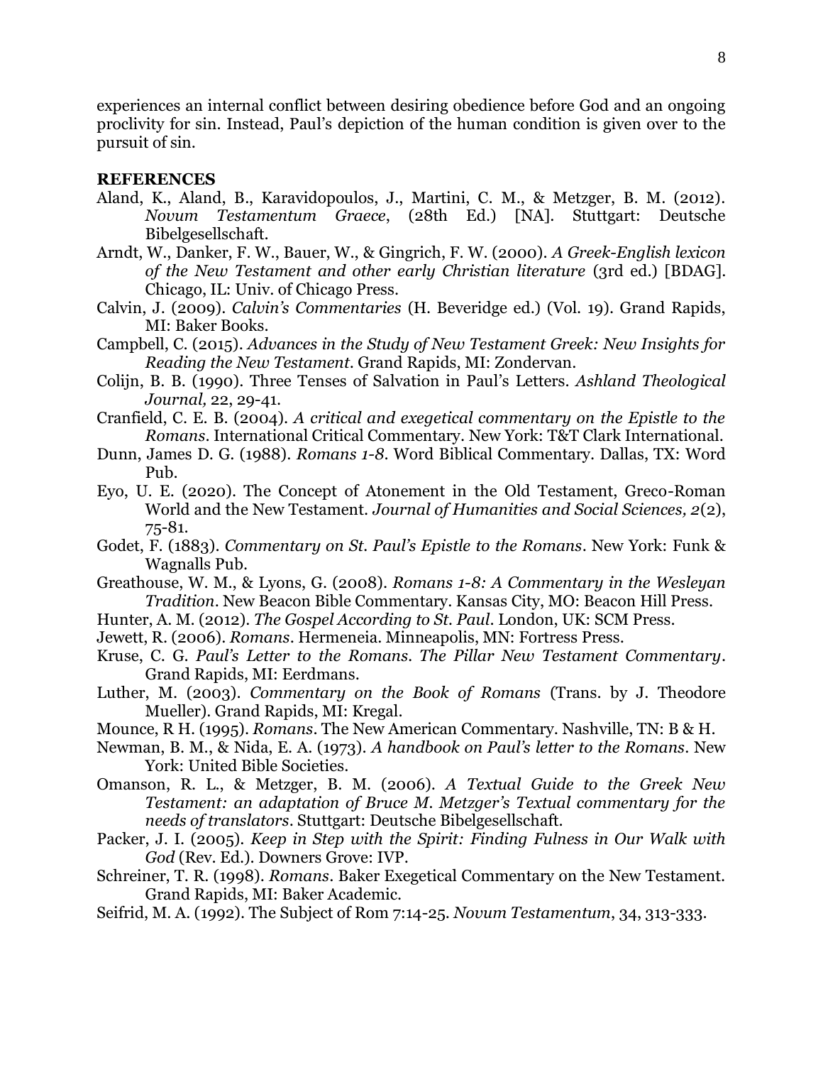experiences an internal conflict between desiring obedience before God and an ongoing proclivity for sin. Instead, Paul's depiction of the human condition is given over to the pursuit of sin.

## REFERENCES

Aland, K., Aland, B., Karavidopoulos, J., Martini, C. M., & Metzger, B. M. (2012). *Novum Testamentum Graece*, (28th Ed.) [NA]. Stuttgart: Deutsche Bibelgesellschaft.

Arndt, W., Danker, F. W., Bauer, W., & Gingrich, F. W. (2000). *A Greek-English lexicon of the New Testament and other early Christian literature* (3rd ed.) [BDAG]. Chicago, IL: Univ. of Chicago Press.

Calvin, J. (2009). *Calvin's Commentaries* (H. Beveridge ed.) (Vol. 19). Grand Rapids, MI: Baker Books.

Campbell, C. (2015). *Advances in the Study of New Testament Greek: New Insights for Reading the New Testament*. Grand Rapids, MI: Zondervan.

Colijn, B. B. (1990). Three Tenses of Salvation in Paul's Letters. *Ashland Theological Journal,* 22, 29-41.

Cranfield, C. E. B. (2004). *A critical and exegetical commentary on the Epistle to the Romans*. International Critical Commentary. New York: T&T Clark International.

Dunn, James D. G. (1988). *Romans 1-8*. Word Biblical Commentary. Dallas, TX: Word Pub.

Eyo, U. E. (2020). The Concept of Atonement in the Old Testament, Greco-Roman World and the New Testament. *Journal of Humanities and Social Sciences, 2*(2), 75-81.

Godet, F. (1883). *Commentary on St. Paul's Epistle to the Romans*. New York: Funk & Wagnalls Pub.

Greathouse, W. M., & Lyons, G. (2008). *Romans 1-8: A Commentary in the Wesleyan Tradition*. New Beacon Bible Commentary. Kansas City, MO: Beacon Hill Press.

Hunter, A. M. (2012). *The Gospel According to St. Paul*. London, UK: SCM Press.

Jewett, R. (2006). *Romans*. Hermeneia. Minneapolis, MN: Fortress Press.

Kruse, C. G. *Paul's Letter to the Romans. The Pillar New Testament Commentary*. Grand Rapids, MI: Eerdmans.

Luther, M. (2003). *Commentary on the Book of Romans* (Trans. by J. Theodore Mueller). Grand Rapids, MI: Kregal.

Mounce, R H. (1995). *Romans*. The New American Commentary. Nashville, TN: B & H.

Newman, B. M., & Nida, E. A. (1973). *A handbook on Paul's letter to the Romans*. New York: United Bible Societies.

Omanson, R. L., & Metzger, B. M. (2006). *A Textual Guide to the Greek New Testament: an adaptation of Bruce M. Metzger's Textual commentary for the needs of translators*. Stuttgart: Deutsche Bibelgesellschaft.

Packer, J. I. (2005). *Keep in Step with the Spirit: Finding Fulness in Our Walk with God* (Rev. Ed.). Downers Grove: IVP.

Schreiner, T. R. (1998). *Romans*. Baker Exegetical Commentary on the New Testament. Grand Rapids, MI: Baker Academic.

Seifrid, M. A. (1992). The Subject of Rom 7:14-25. *Novum Testamentum*, 34, 313-333.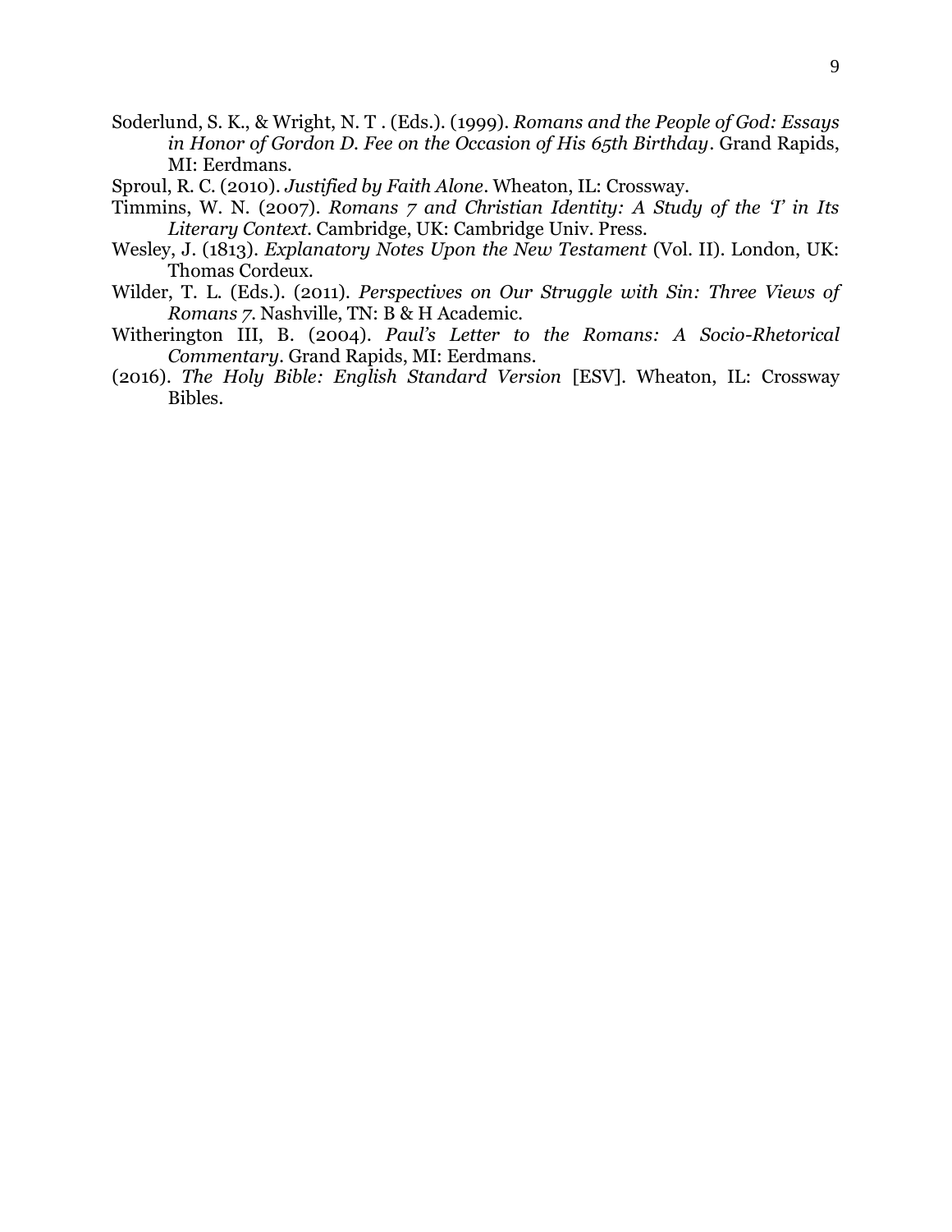Soderlund, S. K., & Wright, N. T . (Eds.). (1999). *Romans and the People of God: Essays in Honor of Gordon D. Fee on the Occasion of His 65th Birthday*. Grand Rapids, MI: Eerdmans.

Sproul, R. C. (2010). *Justified by Faith Alone*. Wheaton, IL: Crossway.

Timmins, W. N. (2007). *Romans 7 and Christian Identity: A Study of the 'I' in Its Literary Context*. Cambridge, UK: Cambridge Univ. Press.

Wesley, J. (1813). *Explanatory Notes Upon the New Testament* (Vol. II). London, UK: Thomas Cordeux.

Wilder, T. L. (Eds.). (2011). *Perspectives on Our Struggle with Sin: Three Views of Romans 7*. Nashville, TN: B & H Academic.

Witherington III, B. (2004). *Paul's Letter to the Romans: A Socio-Rhetorical Commentary*. Grand Rapids, MI: Eerdmans.

(2016). *The Holy Bible: English Standard Version* [ESV]. Wheaton, IL: Crossway Bibles.